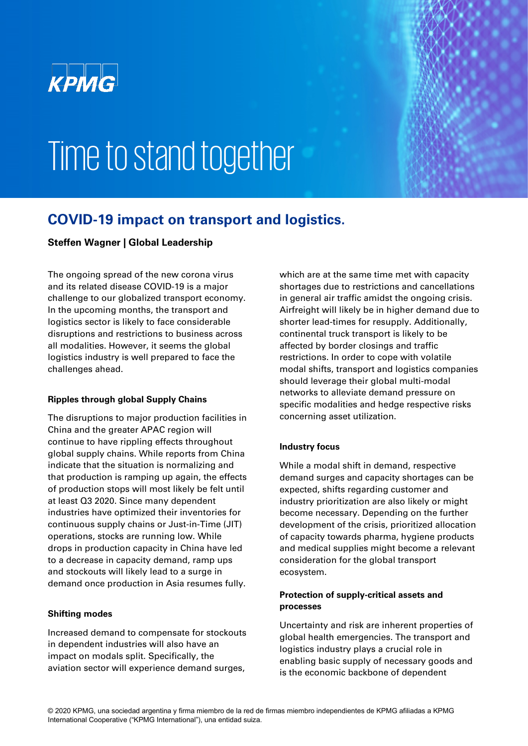KPMG

# Time to stand together

## COVID-19 impact on transport and logistics.

**Steffen Wagner | Global Leadership**

The ongoing spread of the new corona virus and its related disease COVID-19 is a major challenge to our globalized transport economy. In the upcoming months, the transport and logistics sector is likely to face considerable disruptions and restrictions to business across all modalities. However, it seems the global logistics industry is well prepared to face the challenges ahead.

### Ripples through global Supply Chains

The disruptions to major production facilities in China and the greater APAC region will continue to have rippling effects throughout global supply chains. While reports from China indicate that the situation is normalizing and that production is ramping up again, the effects of production stops will most likely be felt until at least Q3 2020. Since many dependent industries have optimized their inventories for continuous supply chains or Just-in-Time (JIT) operations, stocks are running low. While drops in production capacity in China have led to a decrease in capacity demand, ramp ups and stockouts will likely lead to a surge in demand once production in Asia resumes fully.

### Shifting modes

Increased demand to compensate for stockouts in dependent industries will also have an impact on modals split. Specifically, the aviation sector will experience demand surges, which are at the same time met with capacity shortages due to restrictions and cancellations in general air traffic amidst the ongoing crisis. Airfreight will likely be in higher demand due to shorter lead-times for resupply. Additionally, continental truck transport is likely to be affected by border closings and traffic restrictions. In order to cope with volatile modal shifts, transport and logistics companies should leverage their global multi-modal networks to alleviate demand pressure on specific modalities and hedge respective risks concerning asset utilization.

### Industry focus

While a modal shift in demand, respective demand surges and capacity shortages can be expected, shifts regarding customer and industry prioritization are also likely or might become necessary. Depending on the further development of the crisis, prioritized allocation of capacity towards pharma, hygiene products and medical supplies might become a relevant consideration for the global transport ecosystem.

### Protection of supply-critical assets and processes

Uncertainty and risk are inherent properties of global health emergencies. The transport and logistics industry plays a crucial role in enabling basic supply of necessary goods and is the economic backbone of dependent

© 2020 KPMG, una sociedad argentina y firma miembro de la red de firmas miembro independientes de KPMG afiliadas a KPMG International Cooperative ("KPMG International"), una entidad suiza.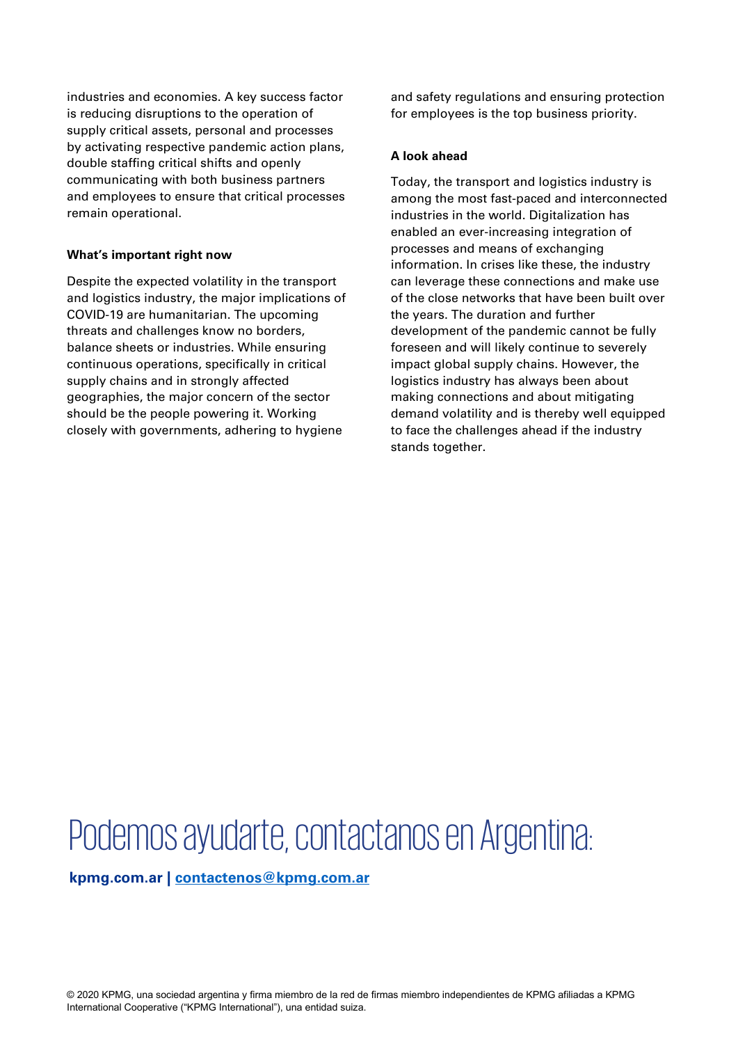industries and economies. A key success factor is reducing disruptions to the operation of supply critical assets, personal and processes by activating respective pandemic action plans, double staffing critical shifts and openly communicating with both business partners and employees to ensure that critical processes remain operational.

**What's important right now**

Despite the expected volatility in the transport and logistics industry, the major implications of COVID-19 are humanitarian. The upcoming threats and challenges know no borders, balance sheets or industries. While ensuring continuous operations, specifically in critical supply chains and in strongly affected geographies, the major concern of the sector should be the people powering it. Working closely with governments, adhering to hygiene and safety regulations and ensuring protection for employees is the top business priority.

**A look ahead**

Today, the transport and logistics industry is among the most fast-paced and interconnected industries in the world. Digitalization has enabled an ever-increasing integration of processes and means of exchanging information. In crises like these, the industry can leverage these connections and make use of the close networks that have been built over the years. The duration and further development of the pandemic cannot be fully foreseen and will likely continue to severely impact global supply chains. However, the logistics industry has always been about making connections and about mitigating demand volatility and is thereby well equipped to face the challenges ahead if the industry stands together.

# Podemos ayudarte, contactanos en Argentina:

**kpmg.com.ar | contactenos@kpmg.com.ar**

© 2020 KPMG, una sociedad argentina y firma miembro de la red de firmas miembro independientes de KPMG afiliadas a KPMG International Cooperative ("KPMG International"), una entidad suiza.